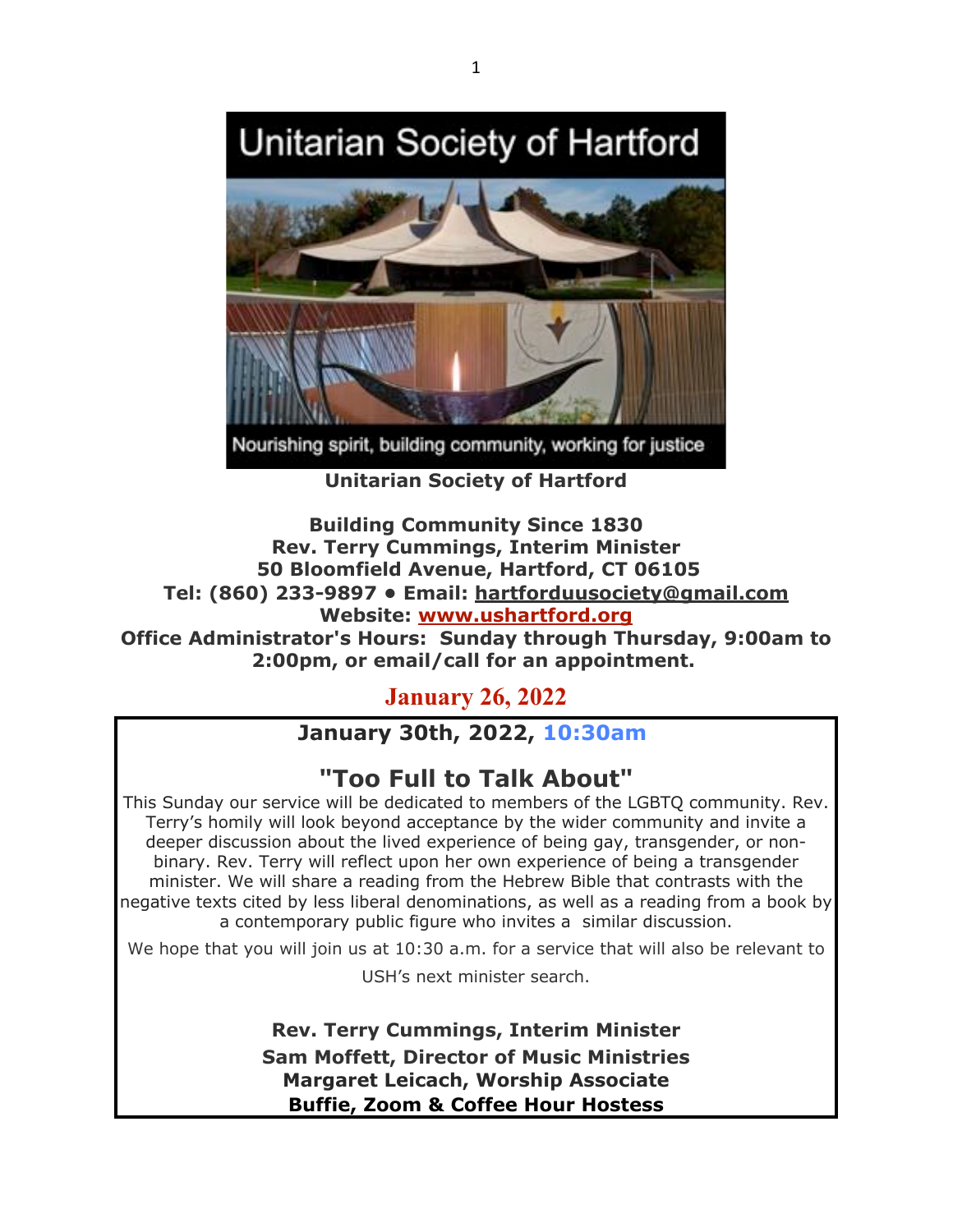# Unitarian Society of Hartford

Nourishing spirit, building community, working for justice

**Unitarian Society of Hartford**

**Building Community Since 1830**
**Rev. Terry Cummings, Interim Minister**
**50 Bloomfield Avenue, Hartford, CT 06105**
**Tel: (860) 233-9897 • Email: hartforduusociety@gmail.com**
**Website: www.ushartford.org**
**Office Administrator's Hours: Sunday through Thursday, 9:00am to 2:00pm, or email/call for an appointment.**

## January 26, 2022

**January 30th, 2022, 10:30am**

## "Too Full to Talk About"

This Sunday our service will be dedicated to members of the LGBTQ community. Rev. Terry's homily will look beyond acceptance by the wider community and invite a deeper discussion about the lived experience of being gay, transgender, or non-binary. Rev. Terry will reflect upon her own experience of being a transgender minister. We will share a reading from the Hebrew Bible that contrasts with the negative texts cited by less liberal denominations, as well as a reading from a book by a contemporary public figure who invites a similar discussion.

We hope that you will join us at 10:30 a.m. for a service that will also be relevant to USH's next minister search.

**Rev. Terry Cummings, Interim Minister**
**Sam Moffett, Director of Music Ministries**
**Margaret Leicach, Worship Associate**
**Buffie, Zoom & Coffee Hour Hostess**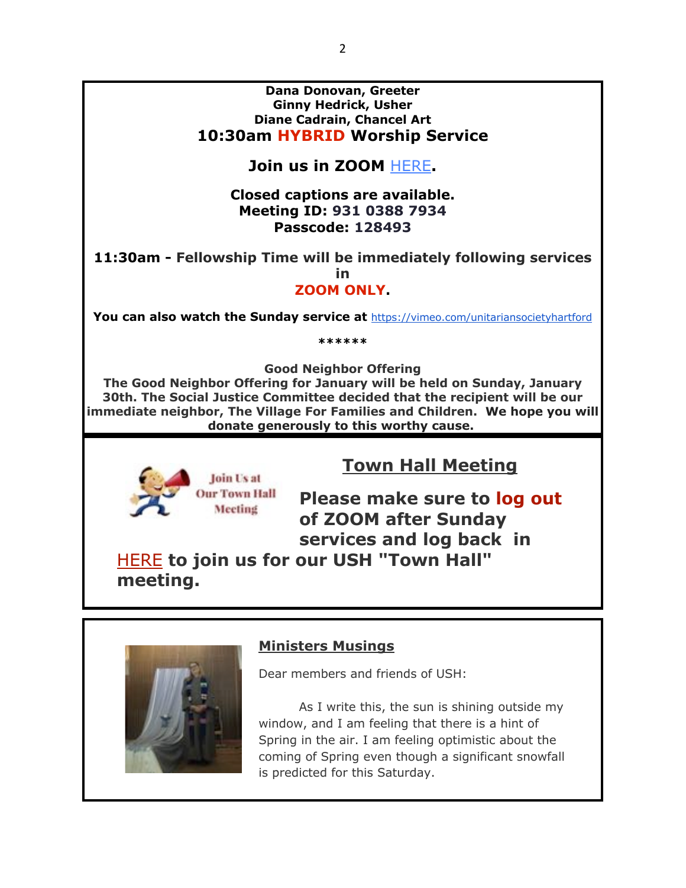**Dana Donovan, Greeter**
**Ginny Hedrick, Usher**
**Diane Cadrain, Chancel Art**

**10:30am HYBRID Worship Service**

**Join us in ZOOM HERE.**

**Closed captions are available.**
**Meeting ID: 931 0388 7934**
**Passcode: 128493**

**11:30am - Fellowship Time will be immediately following services in ZOOM ONLY.**

**You can also watch the Sunday service at** https://vimeo.com/unitariansocietyhartford

******

**Good Neighbor Offering**
**The Good Neighbor Offering for January will be held on Sunday, January 30th. The Social Justice Committee decided that the recipient will be our immediate neighbor, The Village For Families and Children. We hope you will donate generously to this worthy cause.**

---

Join Us at Our Town Hall Meeting

## Town Hall Meeting

**Please make sure to log out of ZOOM after Sunday services and log back in HERE to join us for our USH "Town Hall" meeting.**

---

## Ministers Musings

Dear members and friends of USH:

As I write this, the sun is shining outside my window, and I am feeling that there is a hint of Spring in the air. I am feeling optimistic about the coming of Spring even though a significant snowfall is predicted for this Saturday.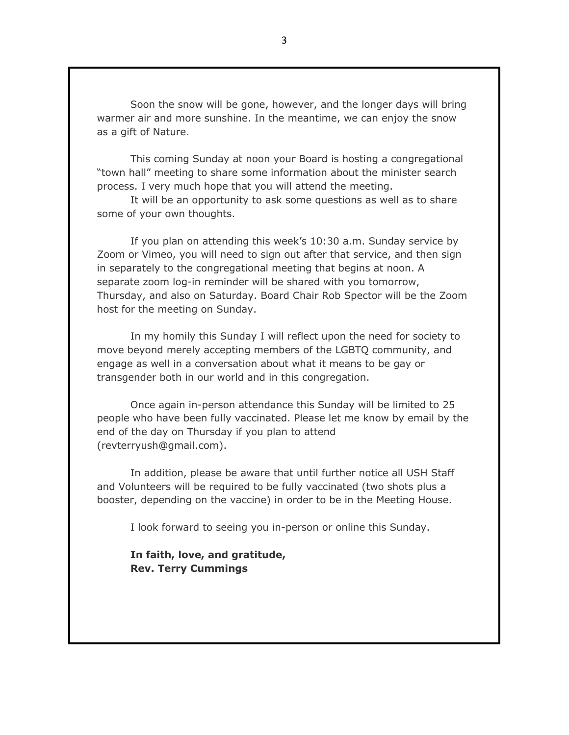Soon the snow will be gone, however, and the longer days will bring warmer air and more sunshine. In the meantime, we can enjoy the snow as a gift of Nature.

This coming Sunday at noon your Board is hosting a congregational "town hall" meeting to share some information about the minister search process. I very much hope that you will attend the meeting.

It will be an opportunity to ask some questions as well as to share some of your own thoughts.

If you plan on attending this week's 10:30 a.m. Sunday service by Zoom or Vimeo, you will need to sign out after that service, and then sign in separately to the congregational meeting that begins at noon. A separate zoom log-in reminder will be shared with you tomorrow, Thursday, and also on Saturday. Board Chair Rob Spector will be the Zoom host for the meeting on Sunday.

In my homily this Sunday I will reflect upon the need for society to move beyond merely accepting members of the LGBTQ community, and engage as well in a conversation about what it means to be gay or transgender both in our world and in this congregation.

Once again in-person attendance this Sunday will be limited to 25 people who have been fully vaccinated. Please let me know by email by the end of the day on Thursday if you plan to attend (revterryush@gmail.com).

In addition, please be aware that until further notice all USH Staff and Volunteers will be required to be fully vaccinated (two shots plus a booster, depending on the vaccine) in order to be in the Meeting House.

I look forward to seeing you in-person or online this Sunday.

**In faith, love, and gratitude,**
**Rev. Terry Cummings**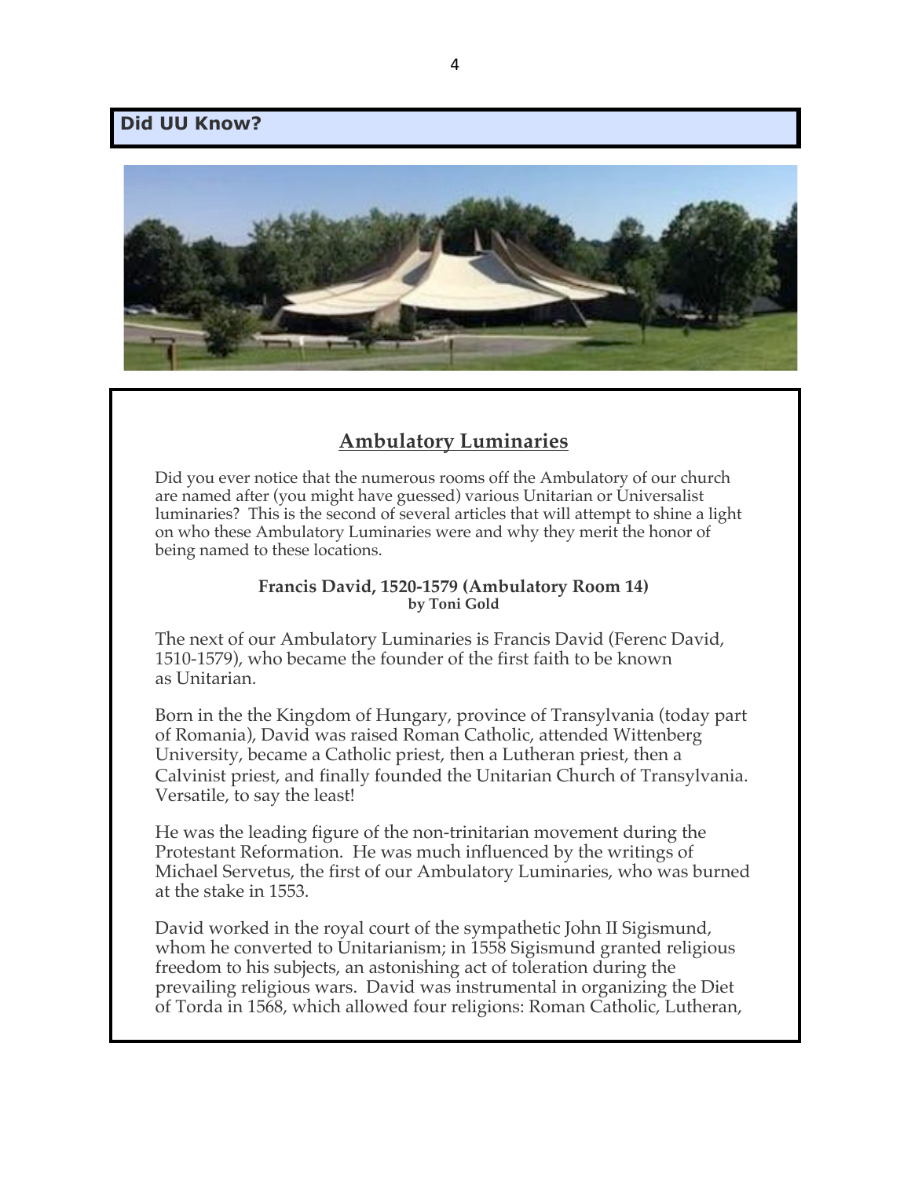## Did UU Know?

### Ambulatory Luminaries

Did you ever notice that the numerous rooms off the Ambulatory of our church are named after (you might have guessed) various Unitarian or Universalist luminaries? This is the second of several articles that will attempt to shine a light on who these Ambulatory Luminaries were and why they merit the honor of being named to these locations.

**Francis David, 1520-1579 (Ambulatory Room 14)**
**by Toni Gold**

The next of our Ambulatory Luminaries is Francis David (Ferenc David, 1510-1579), who became the founder of the first faith to be known as Unitarian.

Born in the the Kingdom of Hungary, province of Transylvania (today part of Romania), David was raised Roman Catholic, attended Wittenberg University, became a Catholic priest, then a Lutheran priest, then a Calvinist priest, and finally founded the Unitarian Church of Transylvania. Versatile, to say the least!

He was the leading figure of the non-trinitarian movement during the Protestant Reformation. He was much influenced by the writings of Michael Servetus, the first of our Ambulatory Luminaries, who was burned at the stake in 1553.

David worked in the royal court of the sympathetic John II Sigismund, whom he converted to Unitarianism; in 1558 Sigismund granted religious freedom to his subjects, an astonishing act of toleration during the prevailing religious wars. David was instrumental in organizing the Diet of Torda in 1568, which allowed four religions: Roman Catholic, Lutheran,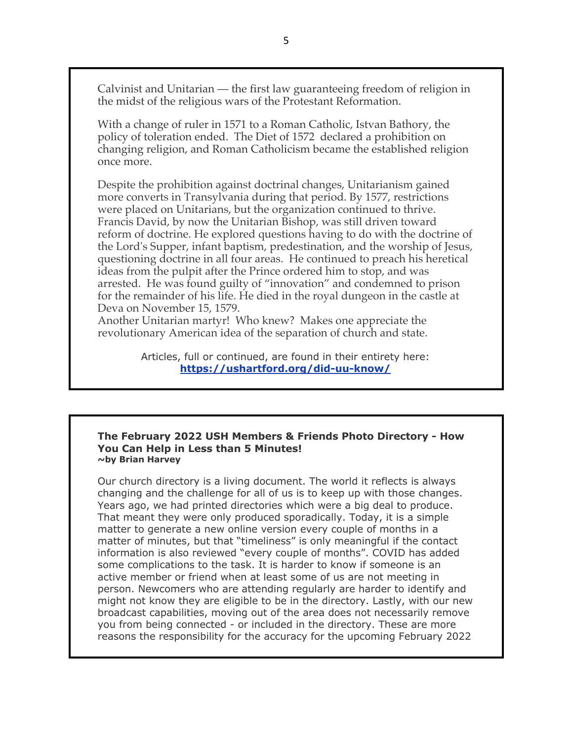Calvinist and Unitarian — the first law guaranteeing freedom of religion in the midst of the religious wars of the Protestant Reformation.

With a change of ruler in 1571 to a Roman Catholic, Istvan Bathory, the policy of toleration ended. The Diet of 1572 declared a prohibition on changing religion, and Roman Catholicism became the established religion once more.

Despite the prohibition against doctrinal changes, Unitarianism gained more converts in Transylvania during that period. By 1577, restrictions were placed on Unitarians, but the organization continued to thrive. Francis David, by now the Unitarian Bishop, was still driven toward reform of doctrine. He explored questions having to do with the doctrine of the Lord's Supper, infant baptism, predestination, and the worship of Jesus, questioning doctrine in all four areas. He continued to preach his heretical ideas from the pulpit after the Prince ordered him to stop, and was arrested. He was found guilty of "innovation" and condemned to prison for the remainder of his life. He died in the royal dungeon in the castle at Deva on November 15, 1579.
Another Unitarian martyr! Who knew? Makes one appreciate the revolutionary American idea of the separation of church and state.

Articles, full or continued, are found in their entirety here: **https://ushartford.org/did-uu-know/**

**The February 2022 USH Members & Friends Photo Directory - How You Can Help in Less than 5 Minutes!**
**~by Brian Harvey**

Our church directory is a living document. The world it reflects is always changing and the challenge for all of us is to keep up with those changes. Years ago, we had printed directories which were a big deal to produce. That meant they were only produced sporadically. Today, it is a simple matter to generate a new online version every couple of months in a matter of minutes, but that "timeliness" is only meaningful if the contact information is also reviewed "every couple of months". COVID has added some complications to the task. It is harder to know if someone is an active member or friend when at least some of us are not meeting in person. Newcomers who are attending regularly are harder to identify and might not know they are eligible to be in the directory. Lastly, with our new broadcast capabilities, moving out of the area does not necessarily remove you from being connected - or included in the directory. These are more reasons the responsibility for the accuracy for the upcoming February 2022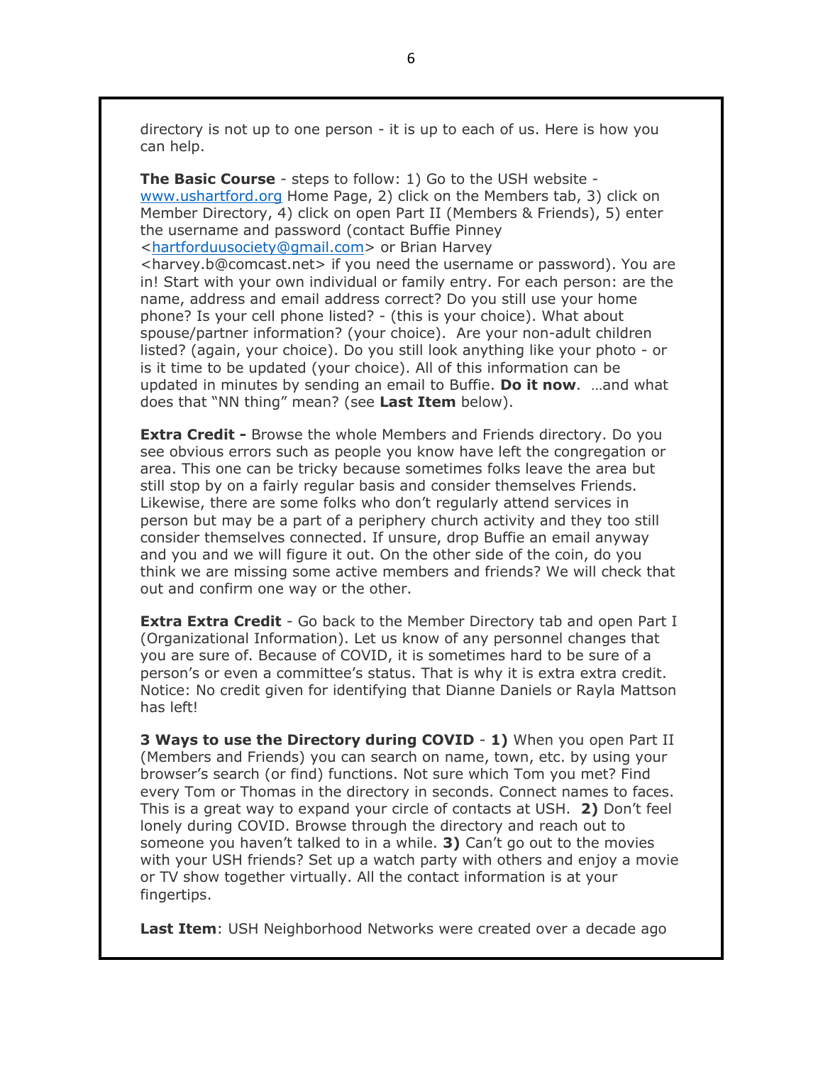directory is not up to one person - it is up to each of us. Here is how you can help.

**The Basic Course** - steps to follow: 1) Go to the USH website - www.ushartford.org Home Page, 2) click on the Members tab, 3) click on Member Directory, 4) click on open Part II (Members & Friends), 5) enter the username and password (contact Buffie Pinney <hartforduusociety@gmail.com> or Brian Harvey <harvey.b@comcast.net> if you need the username or password). You are in! Start with your own individual or family entry. For each person: are the name, address and email address correct? Do you still use your home phone? Is your cell phone listed? - (this is your choice). What about spouse/partner information? (your choice). Are your non-adult children listed? (again, your choice). Do you still look anything like your photo - or is it time to be updated (your choice). All of this information can be updated in minutes by sending an email to Buffie. **Do it now**. …and what does that "NN thing" mean? (see **Last Item** below).

**Extra Credit -** Browse the whole Members and Friends directory. Do you see obvious errors such as people you know have left the congregation or area. This one can be tricky because sometimes folks leave the area but still stop by on a fairly regular basis and consider themselves Friends. Likewise, there are some folks who don't regularly attend services in person but may be a part of a periphery church activity and they too still consider themselves connected. If unsure, drop Buffie an email anyway and you and we will figure it out. On the other side of the coin, do you think we are missing some active members and friends? We will check that out and confirm one way or the other.

**Extra Extra Credit** - Go back to the Member Directory tab and open Part I (Organizational Information). Let us know of any personnel changes that you are sure of. Because of COVID, it is sometimes hard to be sure of a person's or even a committee's status. That is why it is extra extra credit. Notice: No credit given for identifying that Dianne Daniels or Rayla Mattson has left!

**3 Ways to use the Directory during COVID** - **1)** When you open Part II (Members and Friends) you can search on name, town, etc. by using your browser's search (or find) functions. Not sure which Tom you met? Find every Tom or Thomas in the directory in seconds. Connect names to faces. This is a great way to expand your circle of contacts at USH. **2)** Don't feel lonely during COVID. Browse through the directory and reach out to someone you haven't talked to in a while. **3)** Can't go out to the movies with your USH friends? Set up a watch party with others and enjoy a movie or TV show together virtually. All the contact information is at your fingertips.

**Last Item**: USH Neighborhood Networks were created over a decade ago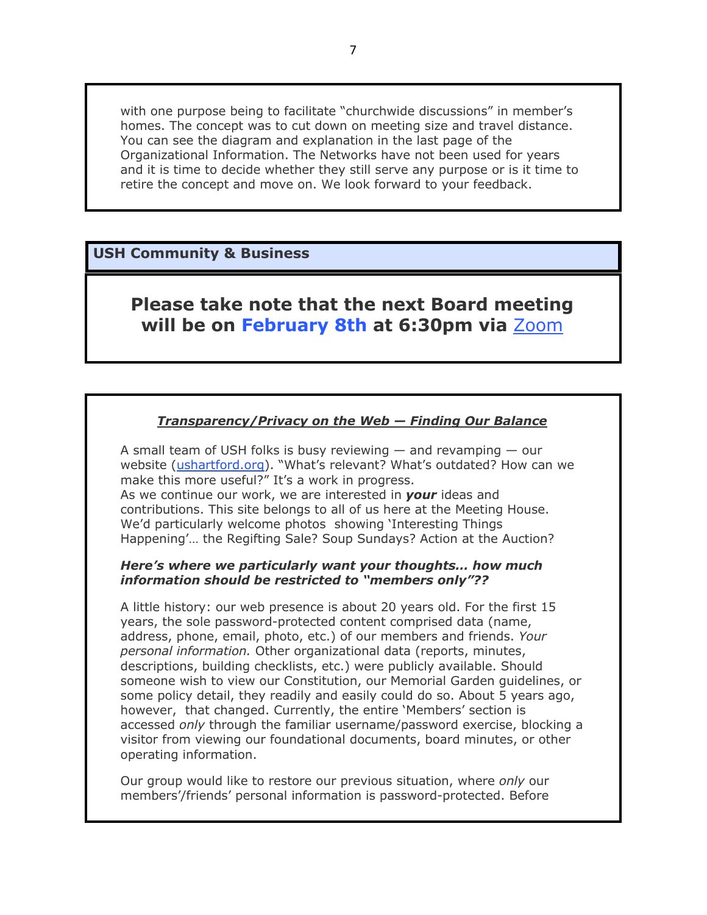with one purpose being to facilitate "churchwide discussions" in member's homes. The concept was to cut down on meeting size and travel distance. You can see the diagram and explanation in the last page of the Organizational Information. The Networks have not been used for years and it is time to decide whether they still serve any purpose or is it time to retire the concept and move on. We look forward to your feedback.

## USH Community & Business

### Please take note that the next Board meeting will be on February 8th at 6:30pm via Zoom

***Transparency/Privacy on the Web — Finding Our Balance***

A small team of USH folks is busy reviewing — and revamping — our website (ushartford.org). "What's relevant? What's outdated? How can we make this more useful?" It's a work in progress.

As we continue our work, we are interested in ***your*** ideas and contributions. This site belongs to all of us here at the Meeting House. We'd particularly welcome photos showing 'Interesting Things Happening'… the Regifting Sale? Soup Sundays? Action at the Auction?

***Here's where we particularly want your thoughts… how much information should be restricted to "members only"??***

A little history: our web presence is about 20 years old. For the first 15 years, the sole password-protected content comprised data (name, address, phone, email, photo, etc.) of our members and friends. *Your personal information.* Other organizational data (reports, minutes, descriptions, building checklists, etc.) were publicly available. Should someone wish to view our Constitution, our Memorial Garden guidelines, or some policy detail, they readily and easily could do so. About 5 years ago, however, that changed. Currently, the entire 'Members' section is accessed *only* through the familiar username/password exercise, blocking a visitor from viewing our foundational documents, board minutes, or other operating information.

Our group would like to restore our previous situation, where *only* our members'/friends' personal information is password-protected. Before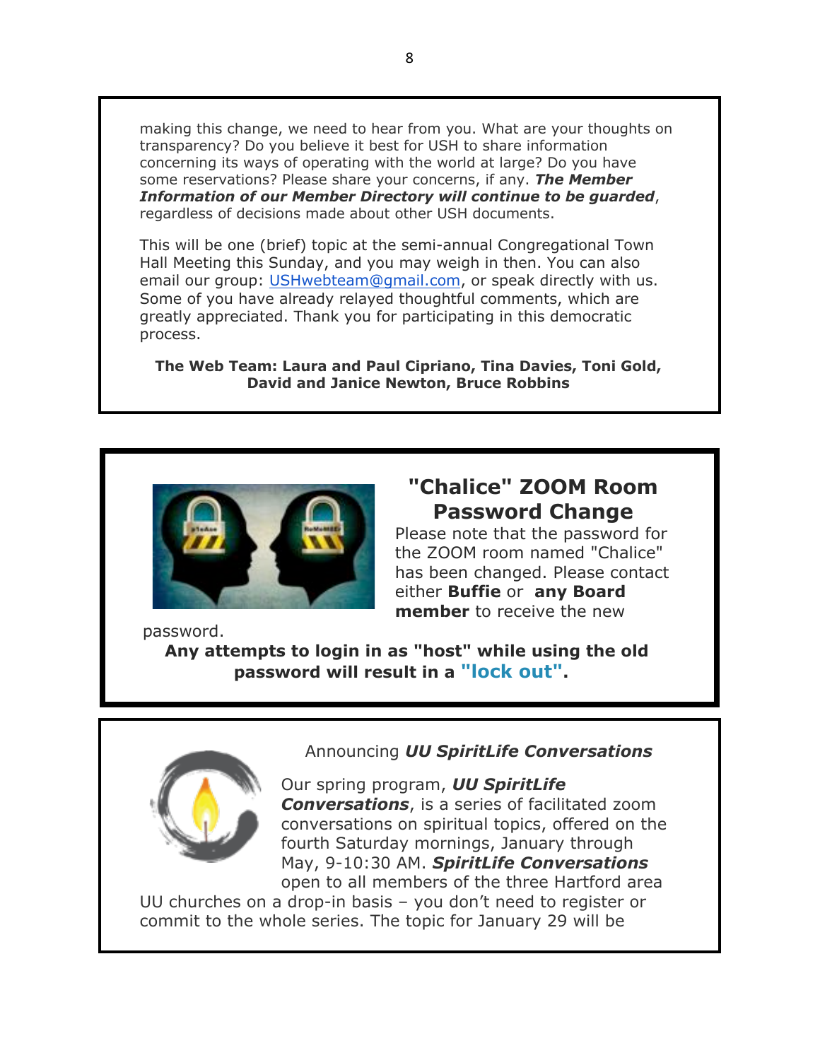making this change, we need to hear from you. What are your thoughts on transparency? Do you believe it best for USH to share information concerning its ways of operating with the world at large? Do you have some reservations? Please share your concerns, if any. ***The Member Information of our Member Directory will continue to be guarded***, regardless of decisions made about other USH documents.

This will be one (brief) topic at the semi-annual Congregational Town Hall Meeting this Sunday, and you may weigh in then. You can also email our group: USHwebteam@gmail.com, or speak directly with us. Some of you have already relayed thoughtful comments, which are greatly appreciated. Thank you for participating in this democratic process.

**The Web Team: Laura and Paul Cipriano, Tina Davies, Toni Gold, David and Janice Newton, Bruce Robbins**

## "Chalice" ZOOM Room Password Change

Please note that the password for the ZOOM room named "Chalice" has been changed. Please contact either **Buffie** or **any Board member** to receive the new password.

**Any attempts to login in as "host" while using the old password will result in a "lock out".**

Announcing ***UU SpiritLife Conversations***

Our spring program, ***UU SpiritLife Conversations***, is a series of facilitated zoom conversations on spiritual topics, offered on the fourth Saturday mornings, January through May, 9-10:30 AM. ***SpiritLife Conversations*** open to all members of the three Hartford area UU churches on a drop-in basis – you don't need to register or commit to the whole series. The topic for January 29 will be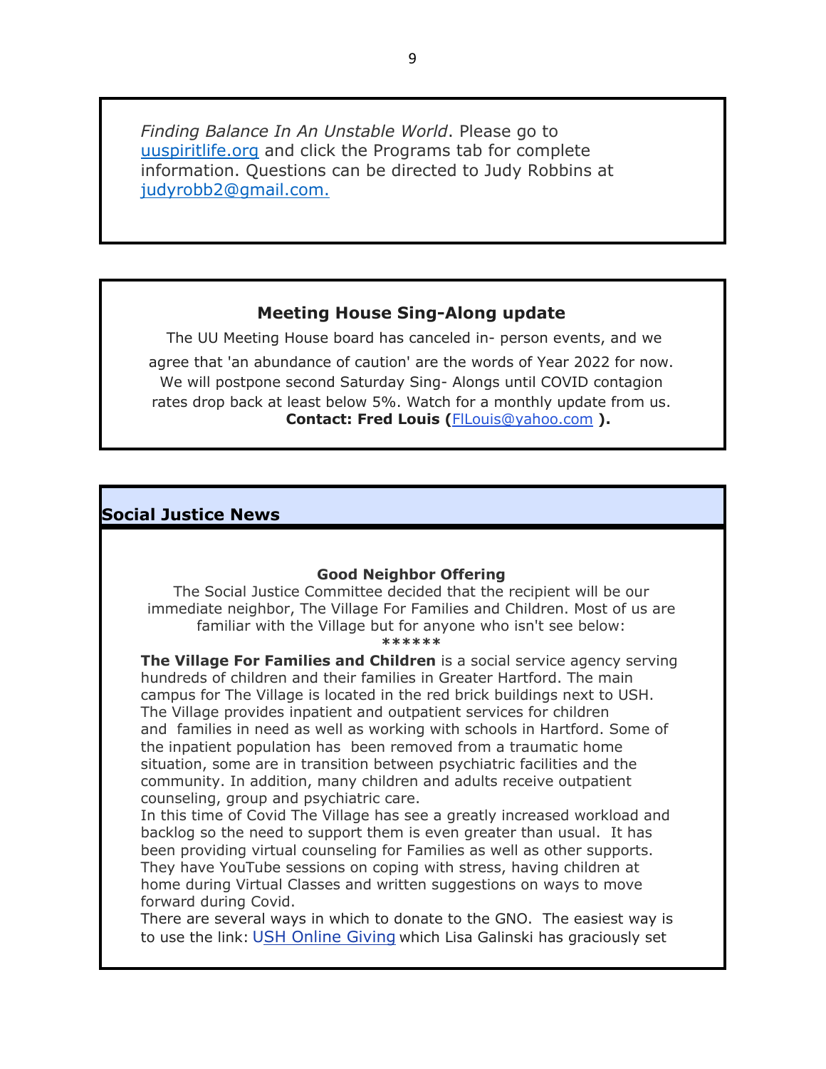*Finding Balance In An Unstable World*. Please go to uuspiritlife.org and click the Programs tab for complete information. Questions can be directed to Judy Robbins at judyrobb2@gmail.com.

### Meeting House Sing-Along update

The UU Meeting House board has canceled in- person events, and we agree that 'an abundance of caution' are the words of Year 2022 for now. We will postpone second Saturday Sing- Alongs until COVID contagion rates drop back at least below 5%. Watch for a monthly update from us.
**Contact: Fred Louis (FlLouis@yahoo.com ).**

## Social Justice News

### Good Neighbor Offering

The Social Justice Committee decided that the recipient will be our immediate neighbor, The Village For Families and Children. Most of us are familiar with the Village but for anyone who isn't see below:

******

**The Village For Families and Children** is a social service agency serving hundreds of children and their families in Greater Hartford. The main campus for The Village is located in the red brick buildings next to USH. The Village provides inpatient and outpatient services for children and families in need as well as working with schools in Hartford. Some of the inpatient population has been removed from a traumatic home situation, some are in transition between psychiatric facilities and the community. In addition, many children and adults receive outpatient counseling, group and psychiatric care.

In this time of Covid The Village has see a greatly increased workload and backlog so the need to support them is even greater than usual. It has been providing virtual counseling for Families as well as other supports. They have YouTube sessions on coping with stress, having children at home during Virtual Classes and written suggestions on ways to move forward during Covid.

There are several ways in which to donate to the GNO. The easiest way is to use the link: USH Online Giving which Lisa Galinski has graciously set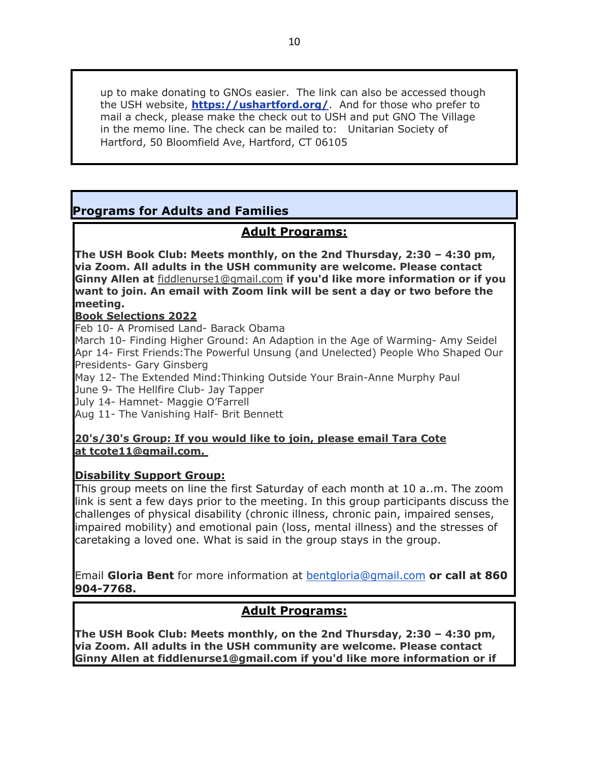up to make donating to GNOs easier. The link can also be accessed though the USH website, **https://ushartford.org/**. And for those who prefer to mail a check, please make the check out to USH and put GNO The Village in the memo line. The check can be mailed to: Unitarian Society of Hartford, 50 Bloomfield Ave, Hartford, CT 06105

## Programs for Adults and Families

### Adult Programs:

**The USH Book Club: Meets monthly, on the 2nd Thursday, 2:30 – 4:30 pm, via Zoom. All adults in the USH community are welcome. Please contact Ginny Allen at** fiddlenurse1@gmail.com **if you'd like more information or if you want to join. An email with Zoom link will be sent a day or two before the meeting.**

**Book Selections 2022**

Feb 10- A Promised Land- Barack Obama
March 10- Finding Higher Ground: An Adaption in the Age of Warming- Amy Seidel
Apr 14- First Friends:The Powerful Unsung (and Unelected) People Who Shaped Our Presidents- Gary Ginsberg
May 12- The Extended Mind:Thinking Outside Your Brain-Anne Murphy Paul
June 9- The Hellfire Club- Jay Tapper
July 14- Hamnet- Maggie O'Farrell
Aug 11- The Vanishing Half- Brit Bennett

**20's/30's Group: If you would like to join, please email Tara Cote at tcote11@gmail.com.**

**Disability Support Group:**

This group meets on line the first Saturday of each month at 10 a..m. The zoom link is sent a few days prior to the meeting. In this group participants discuss the challenges of physical disability (chronic illness, chronic pain, impaired senses, impaired mobility) and emotional pain (loss, mental illness) and the stresses of caretaking a loved one. What is said in the group stays in the group.

Email **Gloria Bent** for more information at bentgloria@gmail.com **or call at 860 904-7768.**

### Adult Programs:

**The USH Book Club: Meets monthly, on the 2nd Thursday, 2:30 – 4:30 pm, via Zoom. All adults in the USH community are welcome. Please contact Ginny Allen at fiddlenurse1@gmail.com if you'd like more information or if**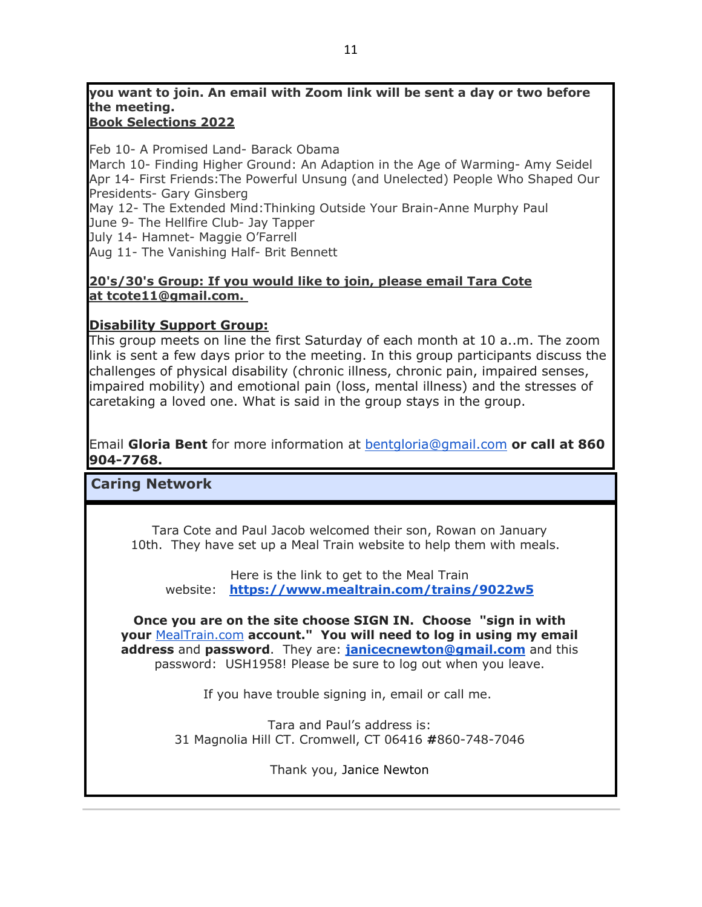**you want to join. An email with Zoom link will be sent a day or two before the meeting.**

**Book Selections 2022**

Feb 10- A Promised Land- Barack Obama
March 10- Finding Higher Ground: An Adaption in the Age of Warming- Amy Seidel
Apr 14- First Friends:The Powerful Unsung (and Unelected) People Who Shaped Our Presidents- Gary Ginsberg
May 12- The Extended Mind:Thinking Outside Your Brain-Anne Murphy Paul
June 9- The Hellfire Club- Jay Tapper
July 14- Hamnet- Maggie O'Farrell
Aug 11- The Vanishing Half- Brit Bennett

**20's/30's Group: If you would like to join, please email Tara Cote at tcote11@gmail.com.**

**Disability Support Group:**

This group meets on line the first Saturday of each month at 10 a..m. The zoom link is sent a few days prior to the meeting. In this group participants discuss the challenges of physical disability (chronic illness, chronic pain, impaired senses, impaired mobility) and emotional pain (loss, mental illness) and the stresses of caretaking a loved one. What is said in the group stays in the group.

Email **Gloria Bent** for more information at bentgloria@gmail.com **or call at 860 904-7768.**

## Caring Network

Tara Cote and Paul Jacob welcomed their son, Rowan on January 10th. They have set up a Meal Train website to help them with meals.

Here is the link to get to the Meal Train website: **https://www.mealtrain.com/trains/9022w5**

**Once you are on the site choose SIGN IN. Choose "sign in with your** MealTrain.com **account." You will need to log in using my email address** and **password**. They are: **janicecnewton@gmail.com** and this password: USH1958! Please be sure to log out when you leave.

If you have trouble signing in, email or call me.

Tara and Paul's address is:
31 Magnolia Hill CT. Cromwell, CT 06416 **#**860-748-7046

Thank you, Janice Newton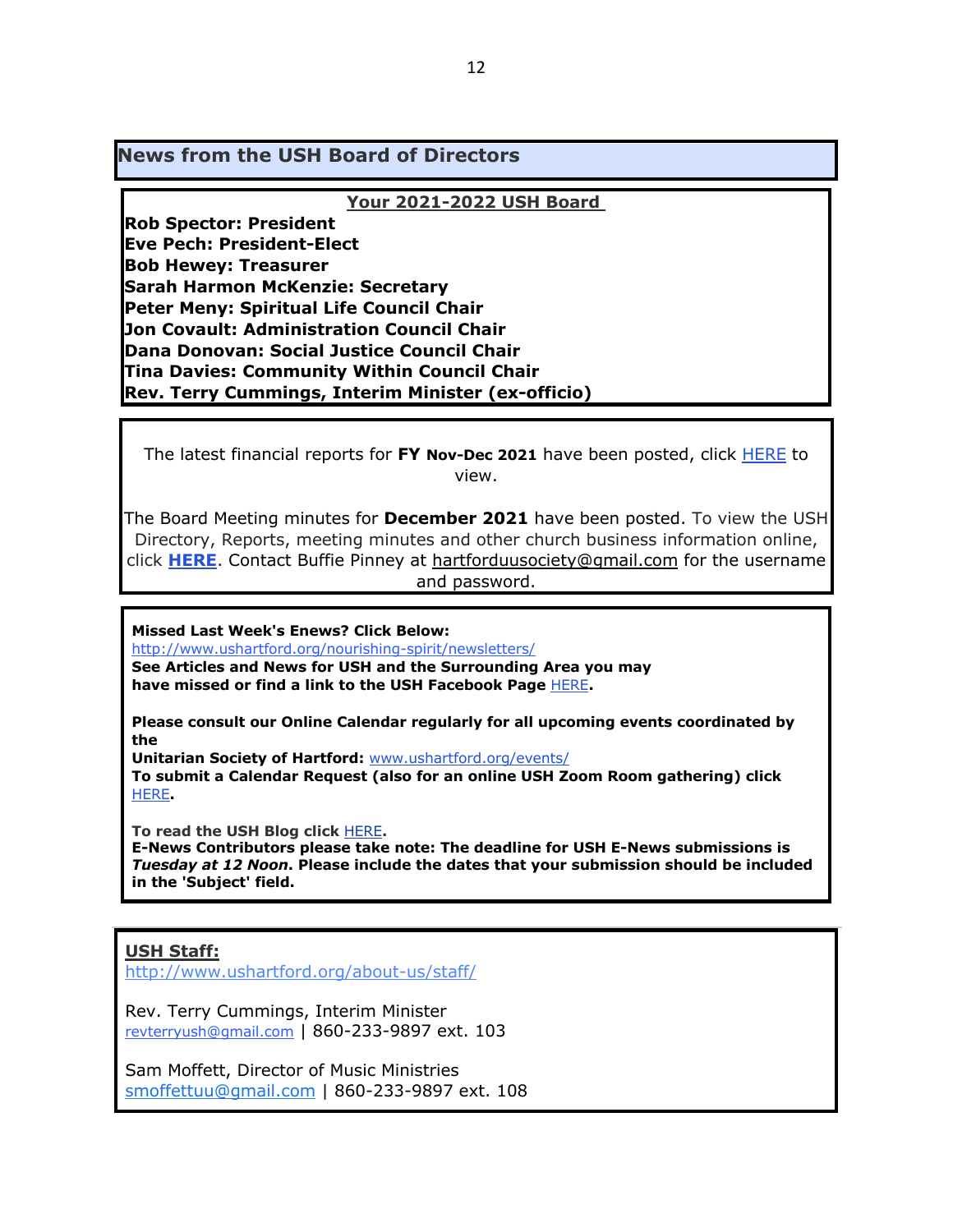## News from the USH Board of Directors

**Your 2021-2022 USH Board**

**Rob Spector: President**
**Eve Pech: President-Elect**
**Bob Hewey: Treasurer**
**Sarah Harmon McKenzie: Secretary**
**Peter Meny: Spiritual Life Council Chair**
**Jon Covault: Administration Council Chair**
**Dana Donovan: Social Justice Council Chair**
**Tina Davies: Community Within Council Chair**
**Rev. Terry Cummings, Interim Minister (ex-officio)**

The latest financial reports for **FY Nov-Dec 2021** have been posted, click HERE to view.

The Board Meeting minutes for **December 2021** have been posted. To view the USH Directory, Reports, meeting minutes and other church business information online, click **HERE**. Contact Buffie Pinney at hartforduusociety@gmail.com for the username and password.

**Missed Last Week's Enews? Click Below:**
http://www.ushartford.org/nourishing-spirit/newsletters/
**See Articles and News for USH and the Surrounding Area you may have missed or find a link to the USH Facebook Page** HERE**.**

**Please consult our Online Calendar regularly for all upcoming events coordinated by the**
**Unitarian Society of Hartford:** www.ushartford.org/events/
**To submit a Calendar Request (also for an online USH Zoom Room gathering) click** HERE**.**

**To read the USH Blog click** HERE**.**
**E-News Contributors please take note: The deadline for USH E-News submissions is *Tuesday at 12 Noon*. Please include the dates that your submission should be included in the 'Subject' field.**

**USH Staff:**
http://www.ushartford.org/about-us/staff/

Rev. Terry Cummings, Interim Minister
revterryush@gmail.com | 860-233-9897 ext. 103

Sam Moffett, Director of Music Ministries
smoffettuu@gmail.com | 860-233-9897 ext. 108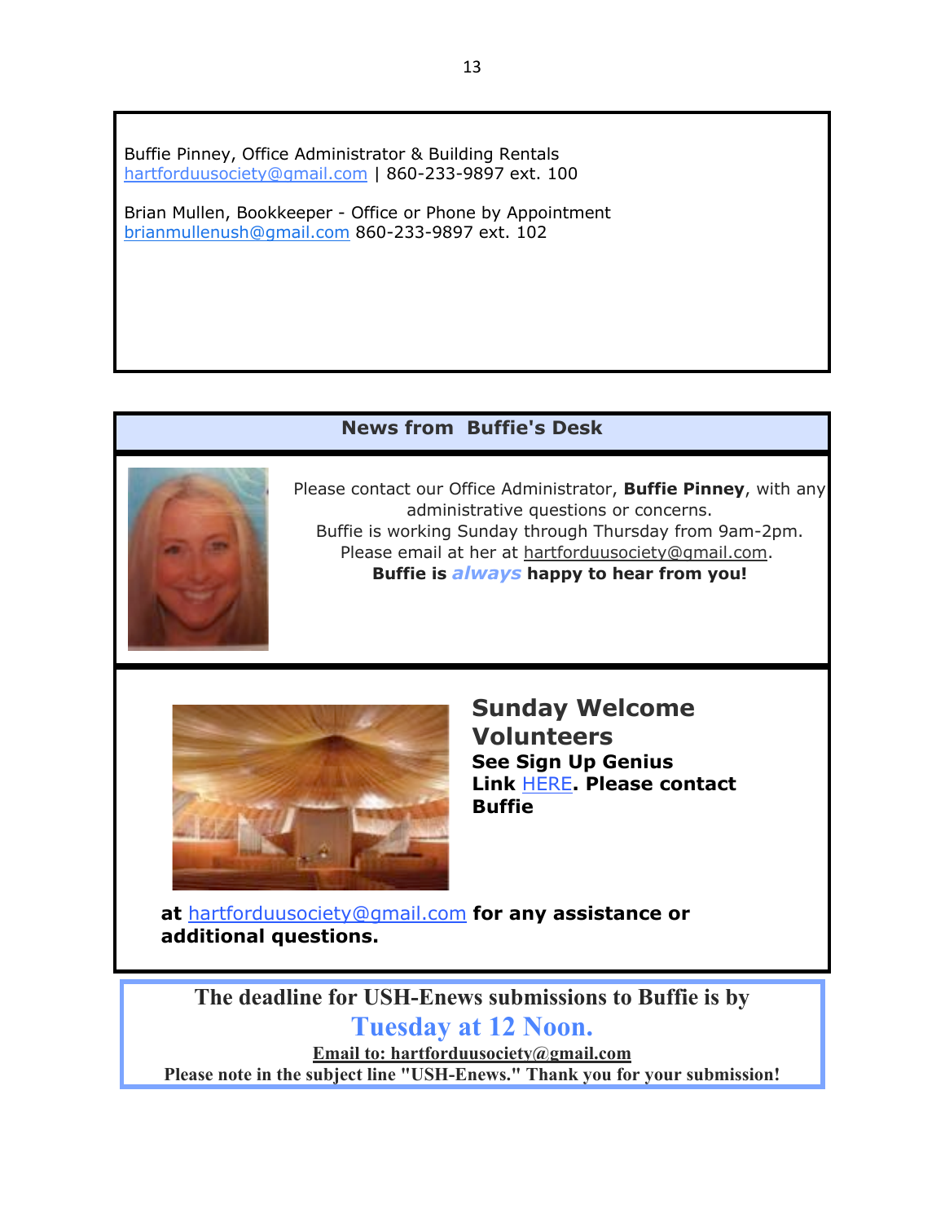Buffie Pinney, Office Administrator & Building Rentals
hartforduusociety@gmail.com | 860-233-9897 ext. 100

Brian Mullen, Bookkeeper - Office or Phone by Appointment
brianmullenush@gmail.com 860-233-9897 ext. 102

## News from Buffie's Desk

Please contact our Office Administrator, **Buffie Pinney**, with any administrative questions or concerns.
Buffie is working Sunday through Thursday from 9am-2pm.
Please email at her at hartforduusociety@gmail.com.
**Buffie is *always* happy to hear from you!**

## Sunday Welcome Volunteers

**See Sign Up Genius Link HERE. Please contact Buffie at hartforduusociety@gmail.com for any assistance or additional questions.**

**The deadline for USH-Enews submissions to Buffie is by**

**Tuesday at 12 Noon.**

**Email to: hartforduusociety@gmail.com**

**Please note in the subject line "USH-Enews." Thank you for your submission!**